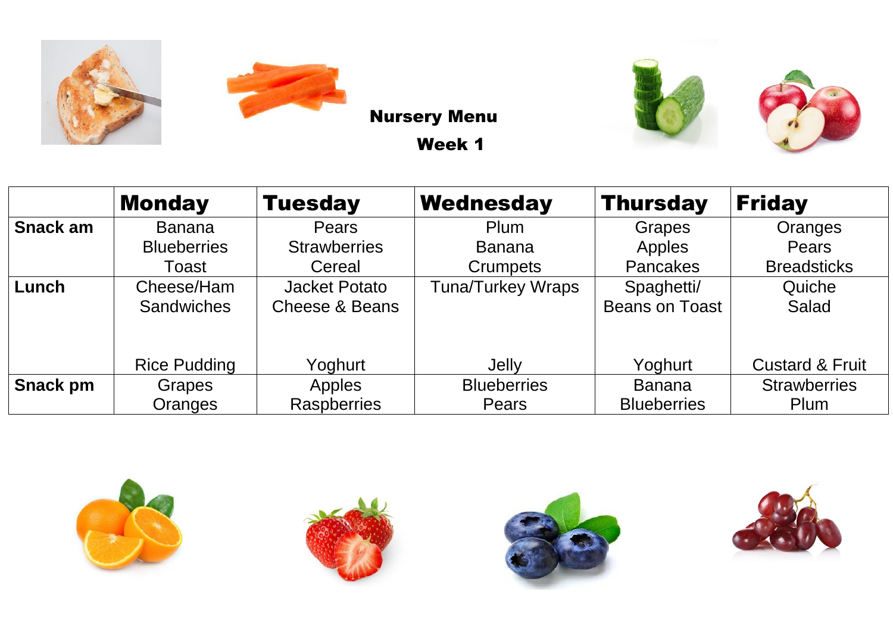# Nursery Menu

## Week 1

| | Monday | Tuesday | Wednesday | Thursday | Friday |
|---|---|---|---|---|---|
| **Snack am** | Banana<br>Blueberries<br>Toast | Pears<br>Strawberries<br>Cereal | Plum<br>Banana<br>Crumpets | Grapes<br>Apples<br>Pancakes | Oranges<br>Pears<br>Breadsticks |
| **Lunch** | Cheese/Ham Sandwiches<br><br>Rice Pudding | Jacket Potato Cheese & Beans<br><br>Yoghurt | Tuna/Turkey Wraps<br><br>Jelly | Spaghetti/ Beans on Toast<br><br>Yoghurt | Quiche<br>Salad<br><br>Custard & Fruit |
| **Snack pm** | Grapes<br>Oranges | Apples<br>Raspberries | Blueberries<br>Pears | Banana<br>Blueberries | Strawberries<br>Plum |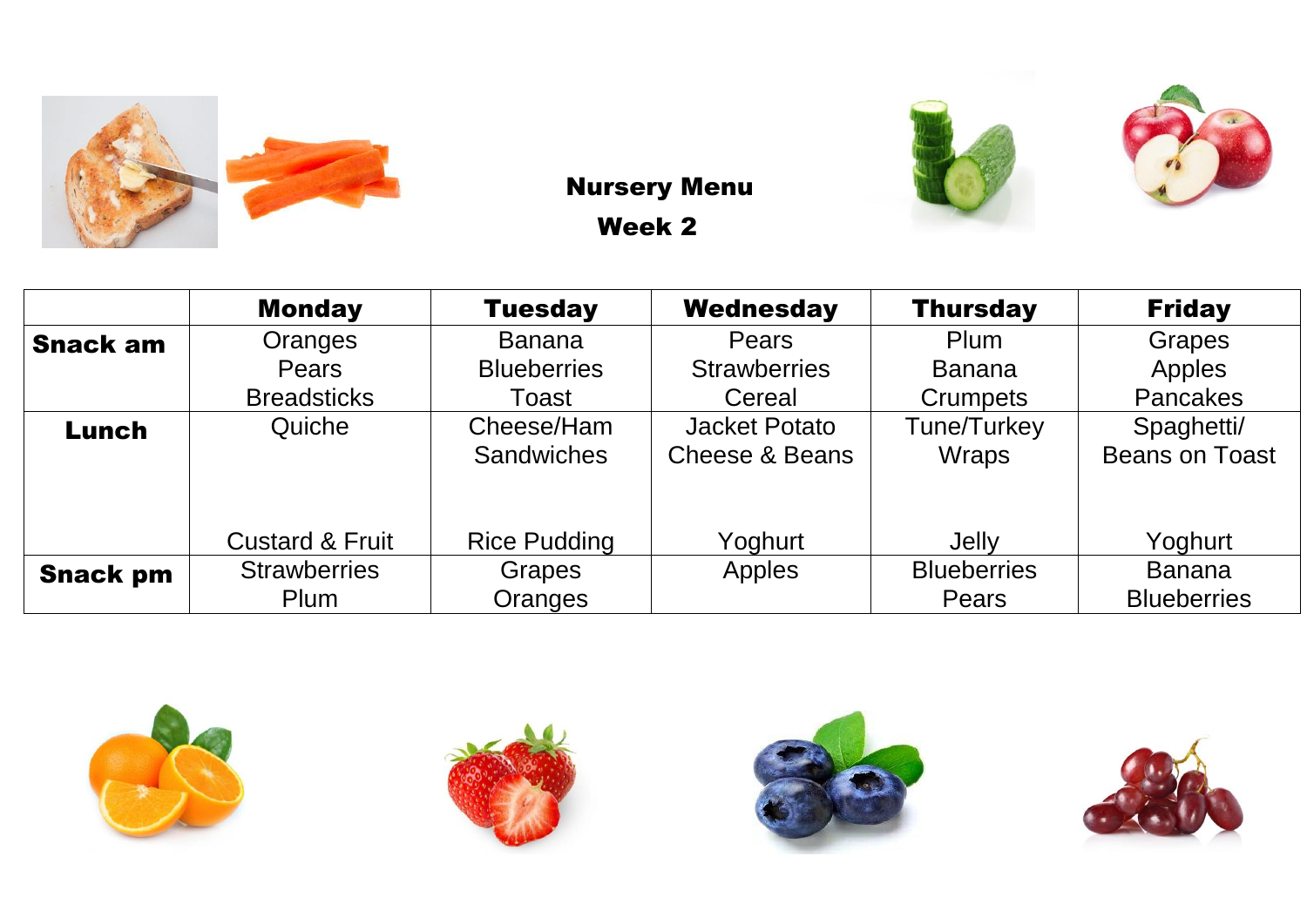**Nursery Menu**

**Week 2**

| | Monday | Tuesday | Wednesday | Thursday | Friday |
|---|---|---|---|---|---|
| **Snack am** | Oranges<br>Pears<br>Breadsticks | Banana<br>Blueberries<br>Toast | Pears<br>Strawberries<br>Cereal | Plum<br>Banana<br>Crumpets | Grapes<br>Apples<br>Pancakes |
| **Lunch** | Quiche<br><br>Custard & Fruit | Cheese/Ham Sandwiches<br><br>Rice Pudding | Jacket Potato Cheese & Beans<br><br>Yoghurt | Tune/Turkey Wraps<br><br>Jelly | Spaghetti/ Beans on Toast<br><br>Yoghurt |
| **Snack pm** | Strawberries<br>Plum | Grapes<br>Oranges | Apples | Blueberries<br>Pears | Banana<br>Blueberries |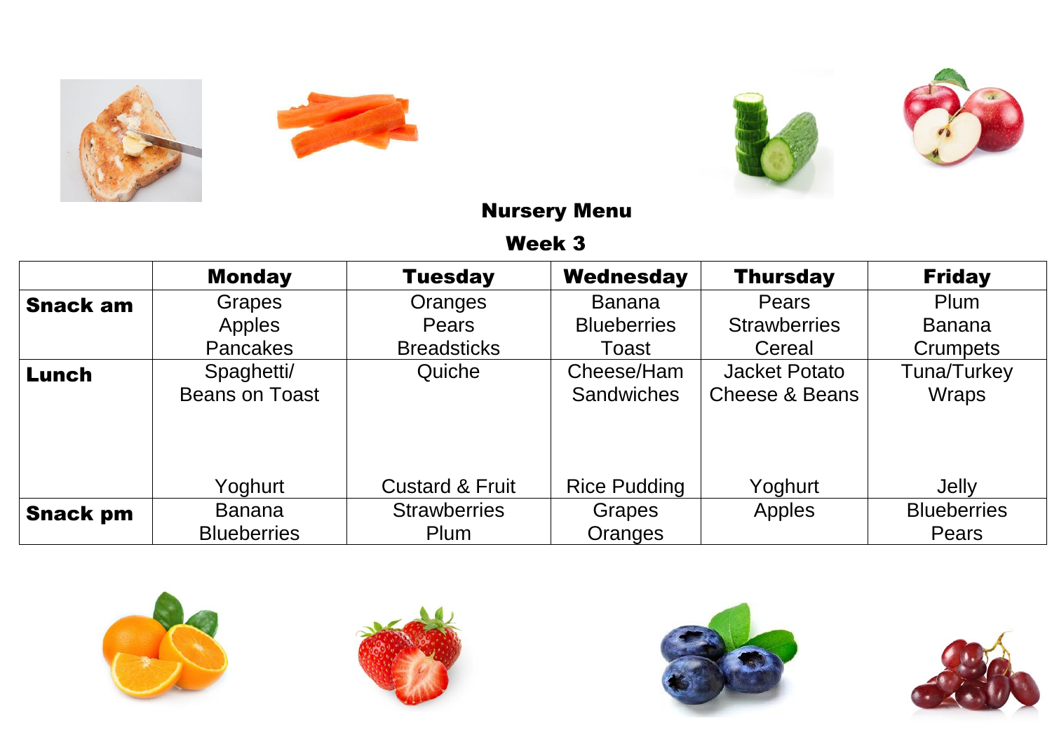## Nursery Menu

## Week 3

| | Monday | Tuesday | Wednesday | Thursday | Friday |
|---|---|---|---|---|---|
| **Snack am** | Grapes<br>Apples<br>Pancakes | Oranges<br>Pears<br>Breadsticks | Banana<br>Blueberries<br>Toast | Pears<br>Strawberries<br>Cereal | Plum<br>Banana<br>Crumpets |
| **Lunch** | Spaghetti/<br>Beans on Toast<br><br>Yoghurt | Quiche<br><br>Custard & Fruit | Cheese/Ham<br>Sandwiches<br><br>Rice Pudding | Jacket Potato<br>Cheese & Beans<br><br>Yoghurt | Tuna/Turkey<br>Wraps<br><br>Jelly |
| **Snack pm** | Banana<br>Blueberries | Strawberries<br>Plum | Grapes<br>Oranges | Apples | Blueberries<br>Pears |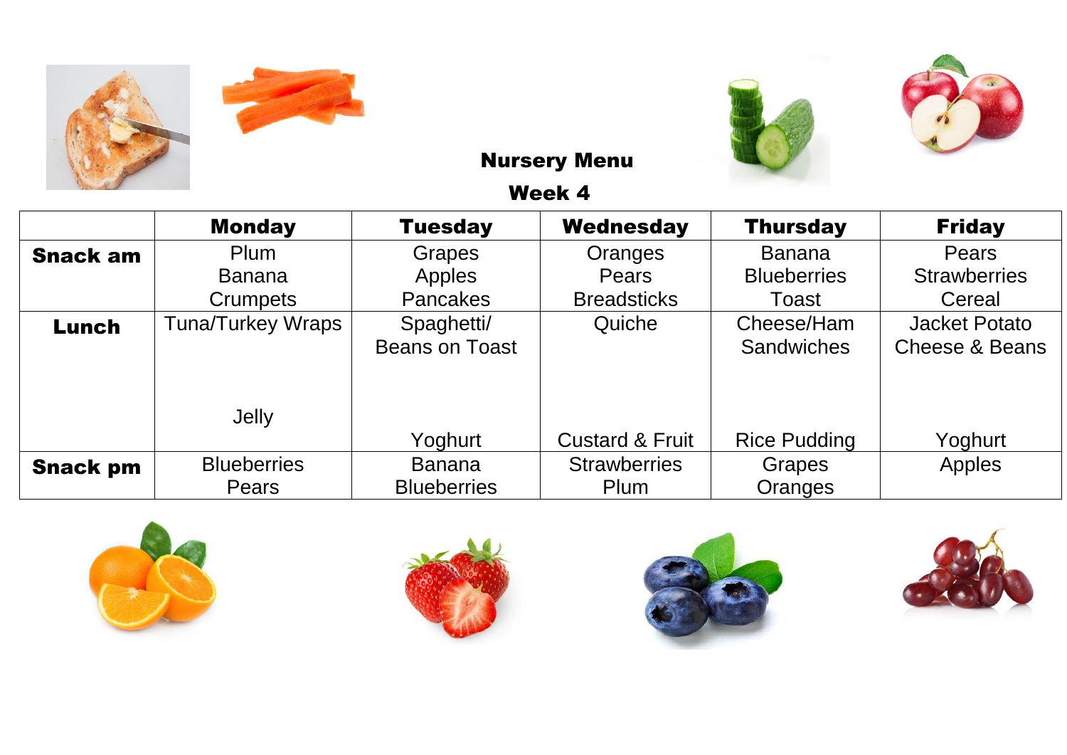# Nursery Menu

## Week 4

| | Monday | Tuesday | Wednesday | Thursday | Friday |
|---|---|---|---|---|---|
| **Snack am** | Plum<br>Banana<br>Crumpets | Grapes<br>Apples<br>Pancakes | Oranges<br>Pears<br>Breadsticks | Banana<br>Blueberries<br>Toast | Pears<br>Strawberries<br>Cereal |
| **Lunch** | Tuna/Turkey Wraps<br><br>Jelly | Spaghetti/<br>Beans on Toast<br><br>Yoghurt | Quiche<br><br>Custard & Fruit | Cheese/Ham Sandwiches<br><br>Rice Pudding | Jacket Potato<br>Cheese & Beans<br><br>Yoghurt |
| **Snack pm** | Blueberries<br>Pears | Banana<br>Blueberries | Strawberries<br>Plum | Grapes<br>Oranges | Apples |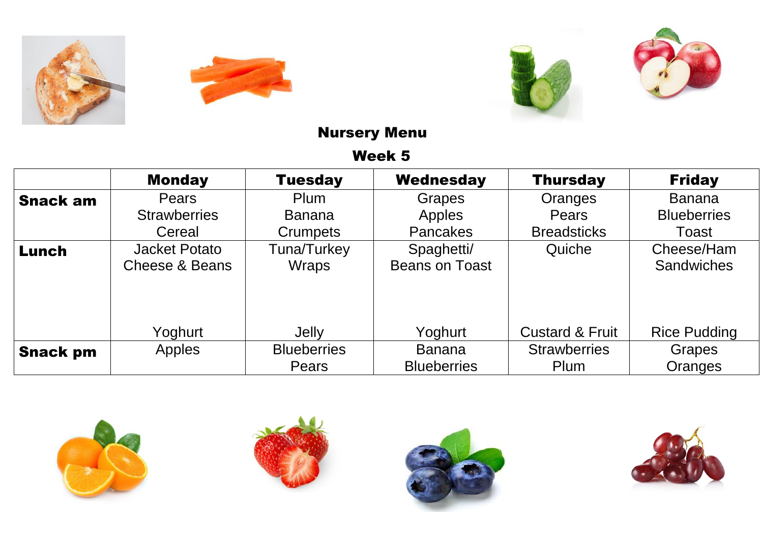**Nursery Menu**

**Week 5**

| | Monday | Tuesday | Wednesday | Thursday | Friday |
|---|---|---|---|---|---|
| **Snack am** | Pears<br>Strawberries<br>Cereal | Plum<br>Banana<br>Crumpets | Grapes<br>Apples<br>Pancakes | Oranges<br>Pears<br>Breadsticks | Banana<br>Blueberries<br>Toast |
| **Lunch** | Jacket Potato<br>Cheese & Beans<br><br>Yoghurt | Tuna/Turkey<br>Wraps<br><br>Jelly | Spaghetti/<br>Beans on Toast<br><br>Yoghurt | Quiche<br><br>Custard & Fruit | Cheese/Ham<br>Sandwiches<br><br>Rice Pudding |
| **Snack pm** | Apples | Blueberries<br>Pears | Banana<br>Blueberries | Strawberries<br>Plum | Grapes<br>Oranges |